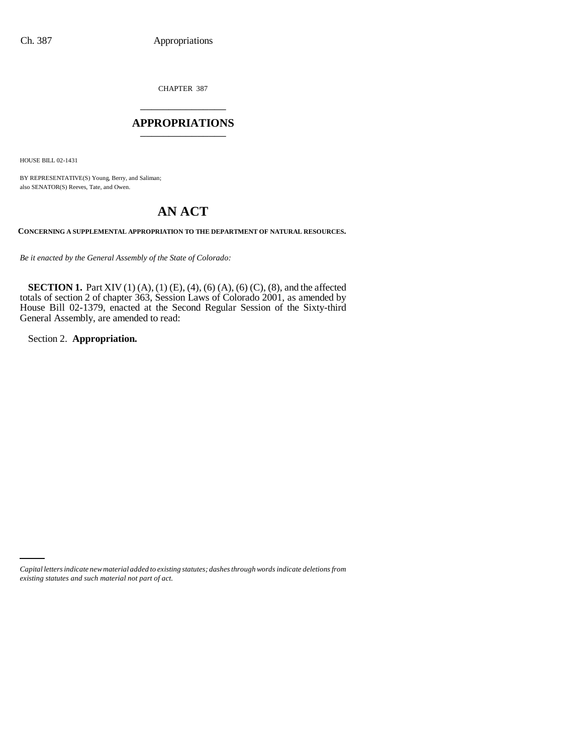CHAPTER 387

# APPROPRIATIONS

HOUSE BILL 02-1431

BY REPRESENTATIVE(S) Young, Berry, and Saliman;
also SENATOR(S) Reeves, Tate, and Owen.

# AN ACT

**CONCERNING A SUPPLEMENTAL APPROPRIATION TO THE DEPARTMENT OF NATURAL RESOURCES.**

*Be it enacted by the General Assembly of the State of Colorado:*

**SECTION 1.** Part XIV (1) (A), (1) (E), (4), (6) (A), (6) (C), (8), and the affected totals of section 2 of chapter 363, Session Laws of Colorado 2001, as amended by House Bill 02-1379, enacted at the Second Regular Session of the Sixty-third General Assembly, are amended to read:

Section 2. **Appropriation.**

*Capital letters indicate new material added to existing statutes; dashes through words indicate deletions from existing statutes and such material not part of act.*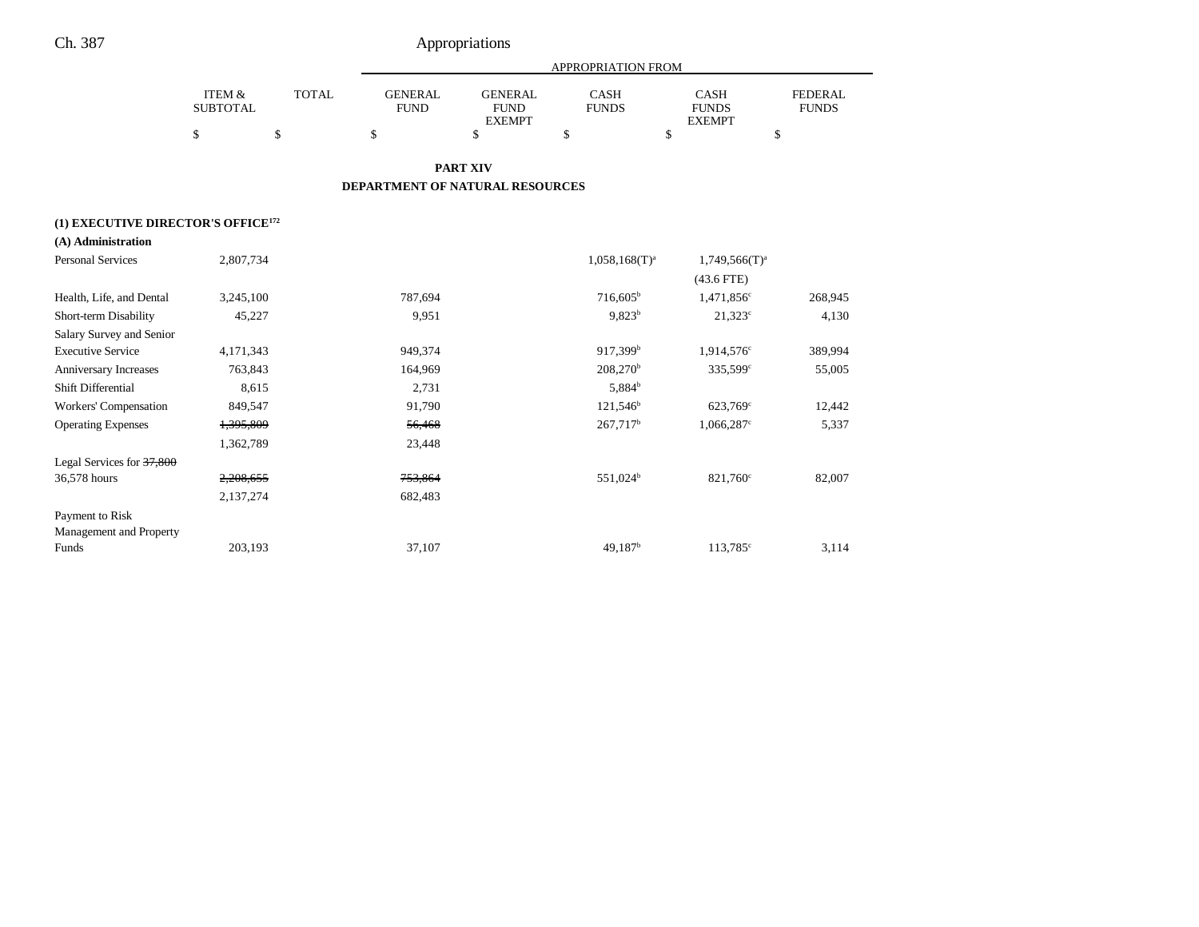# Appropriations

| | ITEM & SUBTOTAL | TOTAL | GENERAL FUND | GENERAL FUND EXEMPT | CASH FUNDS | CASH FUNDS EXEMPT | FEDERAL FUNDS |
|---|---|---|---|---|---|---|---|
| | | | APPROPRIATION FROM | | | | |
| | $ | $ | $ | $ | $ | $ | $ |

## PART XIV
## DEPARTMENT OF NATURAL RESOURCES

**(1) EXECUTIVE DIRECTOR'S OFFICE**[172]

**(A) Administration**

| | ITEM & SUBTOTAL | TOTAL | GENERAL FUND | GENERAL FUND EXEMPT | CASH FUNDS | CASH FUNDS EXEMPT | FEDERAL FUNDS |
|---|---|---|---|---|---|---|---|
| Personal Services | 2,807,734 | | | | 1,058,168(T)[a] | 1,749,566(T)[a] | |
| | | | | | | (43.6 FTE) | |
| Health, Life, and Dental | 3,245,100 | | 787,694 | | 716,605[b] | 1,471,856[c] | 268,945 |
| Short-term Disability | 45,227 | | 9,951 | | 9,823[b] | 21,323[c] | 4,130 |
| Salary Survey and Senior Executive Service | 4,171,343 | | 949,374 | | 917,399[b] | 1,914,576[c] | 389,994 |
| Anniversary Increases | 763,843 | | 164,969 | | 208,270[b] | 335,599[c] | 55,005 |
| Shift Differential | 8,615 | | 2,731 | | 5,884[b] | | |
| Workers' Compensation | 849,547 | | 91,790 | | 121,546[b] | 623,769[c] | 12,442 |
| Operating Expenses | ~~1,395,809~~ | | ~~56,468~~ | | 267,717[b] | 1,066,287[c] | 5,337 |
| | 1,362,789 | | 23,448 | | | | |
| Legal Services for ~~37,800~~ 36,578 hours | ~~2,208,655~~ | | ~~753,864~~ | | 551,024[b] | 821,760[c] | 82,007 |
| | 2,137,274 | | 682,483 | | | | |
| Payment to Risk Management and Property Funds | 203,193 | | 37,107 | | 49,187[b] | 113,785[c] | 3,114 |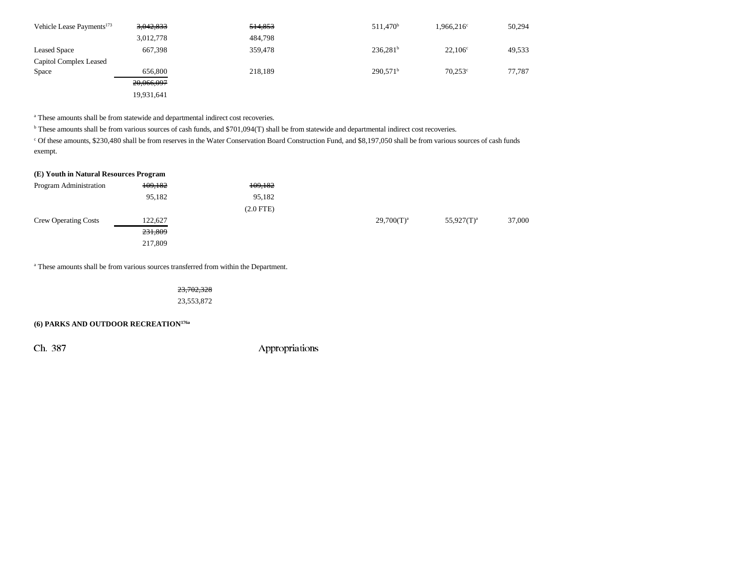| | | | | | |
|---|---|---|---|---|---|
| Vehicle Lease Payments[173] | ~~3,042,833~~ 3,012,778 | ~~514,853~~ 484,798 | 511,470[b] | 1,966,216[c] | 50,294 |
| Leased Space | 667,398 | 359,478 | 236,281[b] | 22,106[c] | 49,533 |
| Capitol Complex Leased Space | 656,800 | 218,189 | 290,571[b] | 70,253[c] | 77,787 |
| | ~~20,066,097~~ 19,931,641 | | | | |

[a] These amounts shall be from statewide and departmental indirect cost recoveries.

[b] These amounts shall be from various sources of cash funds, and $701,094(T) shall be from statewide and departmental indirect cost recoveries.

[c] Of these amounts, $230,480 shall be from reserves in the Water Conservation Board Construction Fund, and $8,197,050 shall be from various sources of cash funds exempt.

**(E) Youth in Natural Resources Program**

| | | | | | |
|---|---|---|---|---|---|
| Program Administration | ~~109,182~~ 95,182 | ~~109,182~~ 95,182 (2.0 FTE) | | | |
| Crew Operating Costs | 122,627 | | 29,700(T)[a] | 55,927(T)[a] | 37,000 |
| | ~~231,809~~ 217,809 | | | | |

[a] These amounts shall be from various sources transferred from within the Department.

~~23,702,328~~
23,553,872

**(6) PARKS AND OUTDOOR RECREATION[176a]**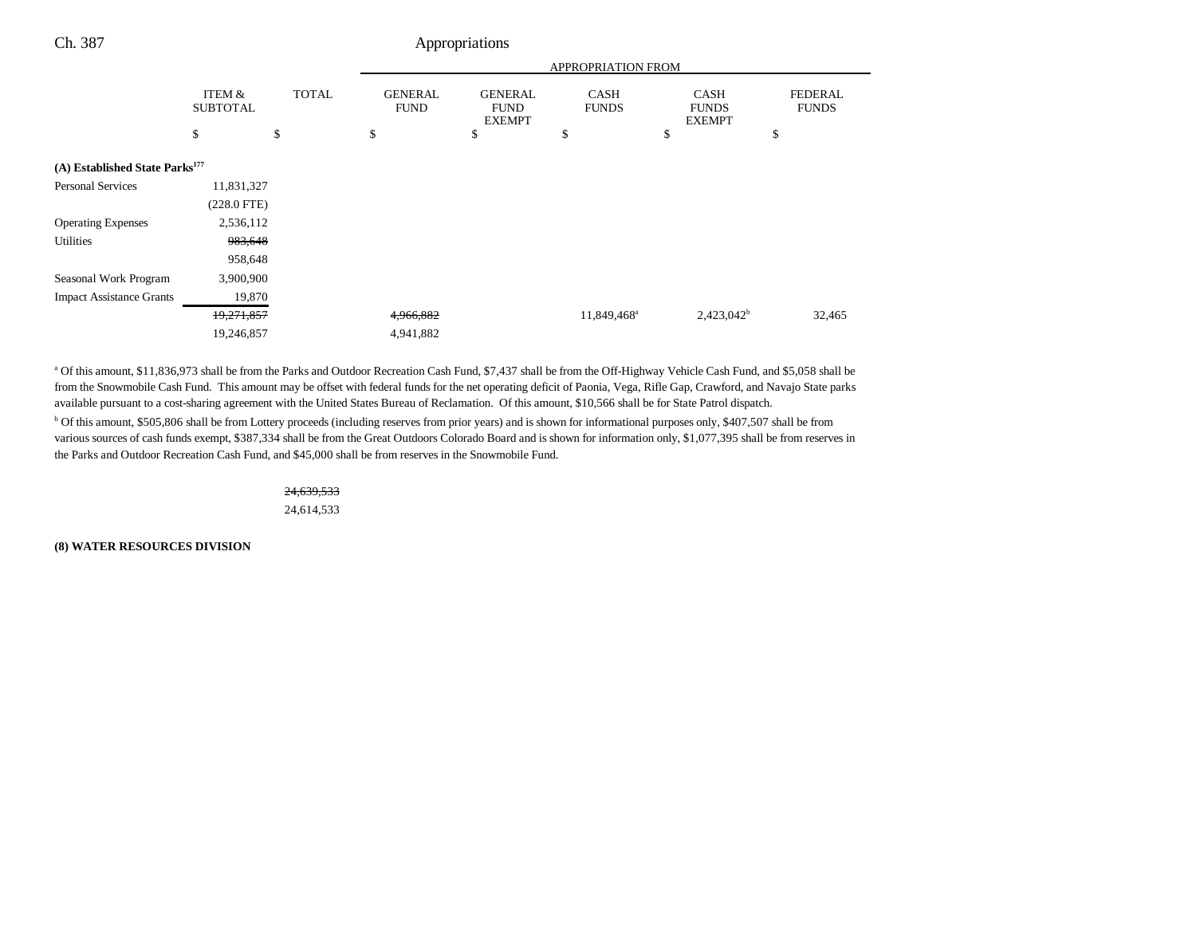| | ITEM & SUBTOTAL | TOTAL | GENERAL FUND | GENERAL FUND EXEMPT | CASH FUNDS | CASH FUNDS EXEMPT | FEDERAL FUNDS |
|---|---|---|---|---|---|---|---|
| | | | APPROPRIATION FROM | | | | |
| | $ | $ | $ | $ | $ | $ | $ |
| **(A) Established State Parks[177]** | | | | | | | |
| Personal Services | 11,831,327 | | | | | | |
| | (228.0 FTE) | | | | | | |
| Operating Expenses | 2,536,112 | | | | | | |
| Utilities | ~~983,648~~ | | | | | | |
| | 958,648 | | | | | | |
| Seasonal Work Program | 3,900,900 | | | | | | |
| Impact Assistance Grants | 19,870 | | | | | | |
| | ~~19,271,857~~ | | ~~4,966,882~~ | | 11,849,468[a] | 2,423,042[b] | 32,465 |
| | 19,246,857 | | 4,941,882 | | | | |

[a] Of this amount, $11,836,973 shall be from the Parks and Outdoor Recreation Cash Fund, $7,437 shall be from the Off-Highway Vehicle Cash Fund, and $5,058 shall be from the Snowmobile Cash Fund. This amount may be offset with federal funds for the net operating deficit of Paonia, Vega, Rifle Gap, Crawford, and Navajo State parks available pursuant to a cost-sharing agreement with the United States Bureau of Reclamation. Of this amount, $10,566 shall be for State Patrol dispatch.

[b] Of this amount, $505,806 shall be from Lottery proceeds (including reserves from prior years) and is shown for informational purposes only, $407,507 shall be from various sources of cash funds exempt, $387,334 shall be from the Great Outdoors Colorado Board and is shown for information only, $1,077,395 shall be from reserves in the Parks and Outdoor Recreation Cash Fund, and $45,000 shall be from reserves in the Snowmobile Fund.

| | ITEM & SUBTOTAL | TOTAL |
|---|---|---|
| | | ~~24,639,533~~ |
| | | 24,614,533 |

**(8) WATER RESOURCES DIVISION**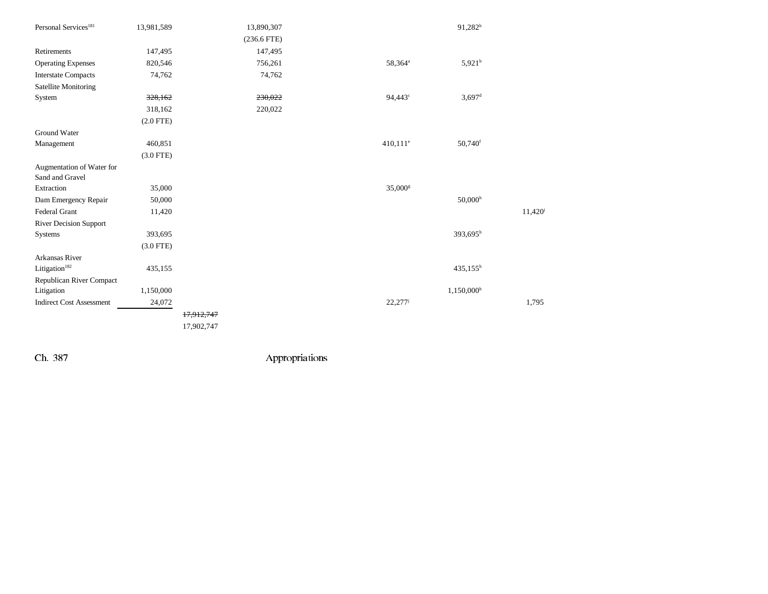| | | | | | | |
|---|---|---|---|---|---|---|
| Personal Services[181] | 13,981,589 | | 13,890,307 | | 91,282[b] | |
| | | | (236.6 FTE) | | | |
| Retirements | 147,495 | | 147,495 | | | |
| Operating Expenses | 820,546 | | 756,261 | 58,364[a] | 5,921[b] | |
| Interstate Compacts | 74,762 | | 74,762 | | | |
| Satellite Monitoring System | ~~328,162~~ | | ~~230,022~~ | 94,443[c] | 3,697[d] | |
| | 318,162 | | 220,022 | | | |
| | (2.0 FTE) | | | | | |
| Ground Water Management | 460,851 | | | 410,111[e] | 50,740[f] | |
| | (3.0 FTE) | | | | | |
| Augmentation of Water for Sand and Gravel Extraction | 35,000 | | | 35,000[g] | | |
| Dam Emergency Repair | 50,000 | | | | 50,000[h] | |
| Federal Grant | 11,420 | | | | | 11,420[i] |
| River Decision Support Systems | 393,695 | | | | 393,695[h] | |
| | (3.0 FTE) | | | | | |
| Arkansas River Litigation[182] | 435,155 | | | | 435,155[h] | |
| Republican River Compact Litigation | 1,150,000 | | | | 1,150,000[h] | |
| Indirect Cost Assessment | 24,072 | | | 22,277[j] | | 1,795 |
| | | ~~17,912,747~~ | | | | |
| | | 17,902,747 | | | | |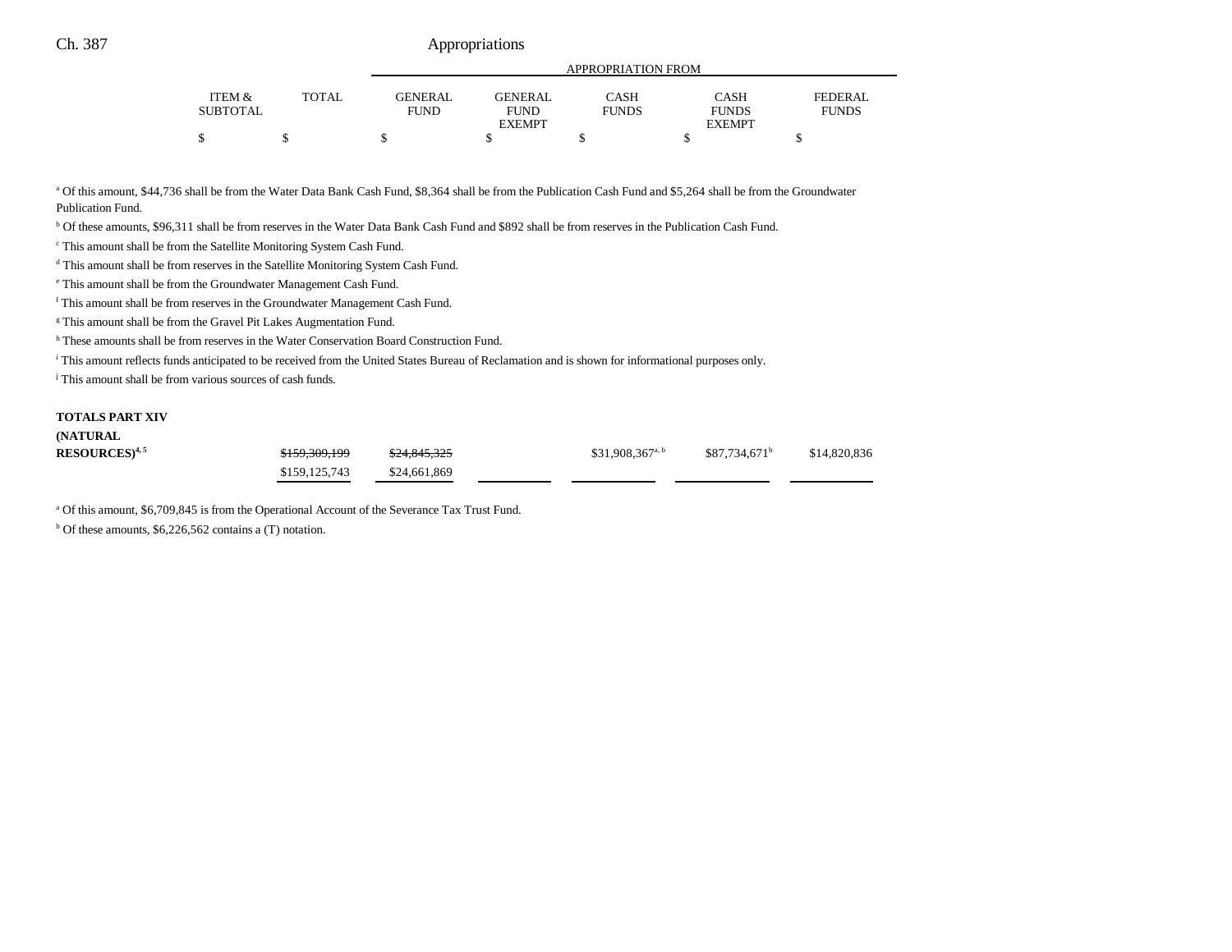| | ITEM & SUBTOTAL | TOTAL | GENERAL FUND | GENERAL FUND EXEMPT | CASH FUNDS | CASH FUNDS EXEMPT | FEDERAL FUNDS |
|---|---|---|---|---|---|---|---|
| | $ | $ | $ | $ | $ | $ | $ |

[a] Of this amount, $44,736 shall be from the Water Data Bank Cash Fund, $8,364 shall be from the Publication Cash Fund and $5,264 shall be from the Groundwater Publication Fund.

[b] Of these amounts, $96,311 shall be from reserves in the Water Data Bank Cash Fund and $892 shall be from reserves in the Publication Cash Fund.

[c] This amount shall be from the Satellite Monitoring System Cash Fund.

[d] This amount shall be from reserves in the Satellite Monitoring System Cash Fund.

[e] This amount shall be from the Groundwater Management Cash Fund.

[f] This amount shall be from reserves in the Groundwater Management Cash Fund.

[g] This amount shall be from the Gravel Pit Lakes Augmentation Fund.

[h] These amounts shall be from reserves in the Water Conservation Board Construction Fund.

[i] This amount reflects funds anticipated to be received from the United States Bureau of Reclamation and is shown for informational purposes only.

[j] This amount shall be from various sources of cash funds.

| | ITEM & SUBTOTAL | TOTAL | GENERAL FUND | GENERAL FUND EXEMPT | CASH FUNDS | CASH FUNDS EXEMPT | FEDERAL FUNDS |
|---|---|---|---|---|---|---|---|
| **TOTALS PART XIV (NATURAL RESOURCES)**[4, 5] | | ~~$159,309,199~~ $159,125,743 | ~~$24,845,325~~ $24,661,869 | | $31,908,367[a, b] | $87,734,671[b] | $14,820,836 |

[a] Of this amount, $6,709,845 is from the Operational Account of the Severance Tax Trust Fund.

[b] Of these amounts, $6,226,562 contains a (T) notation.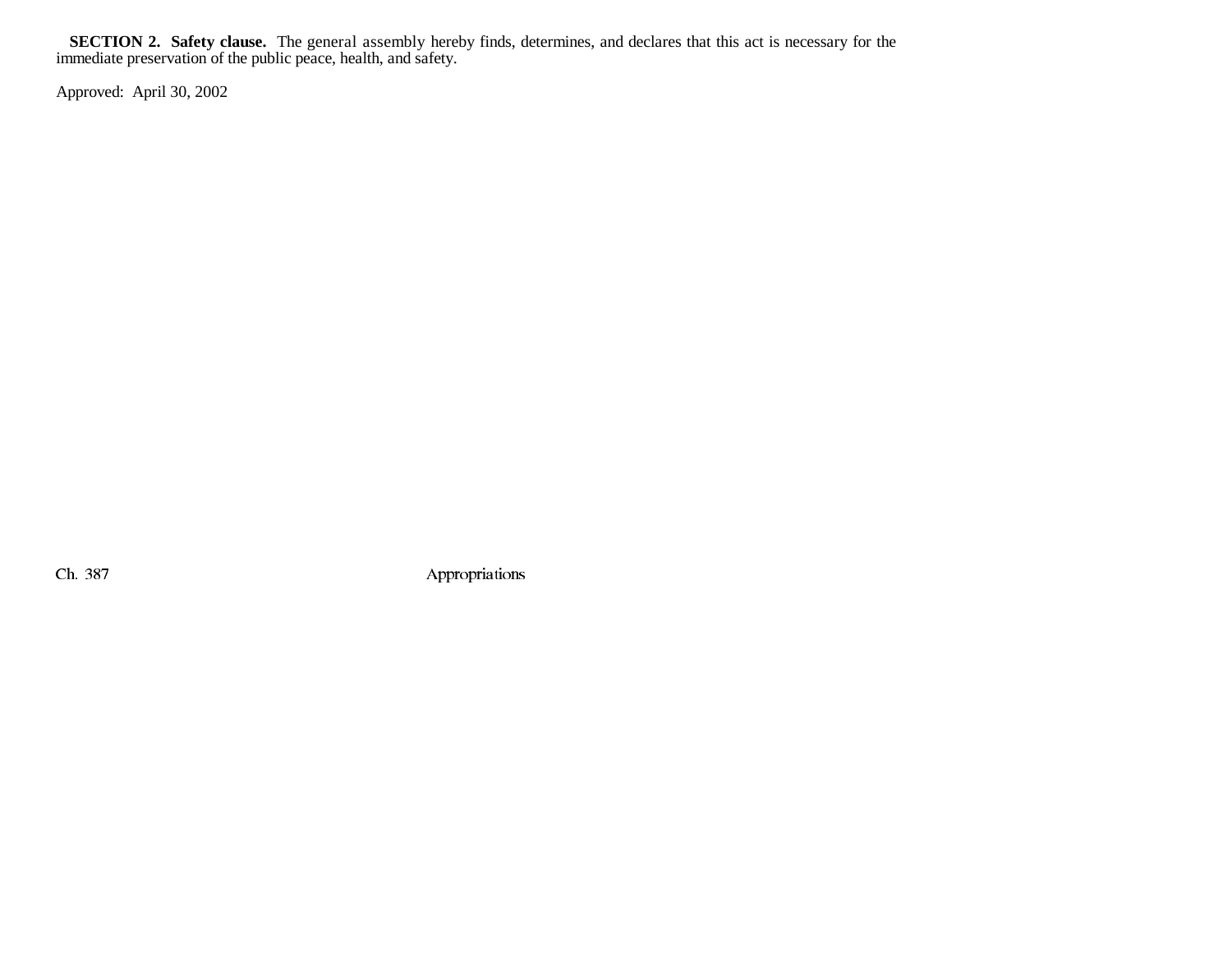**SECTION 2. Safety clause.** The general assembly hereby finds, determines, and declares that this act is necessary for the immediate preservation of the public peace, health, and safety.

Approved: April 30, 2002